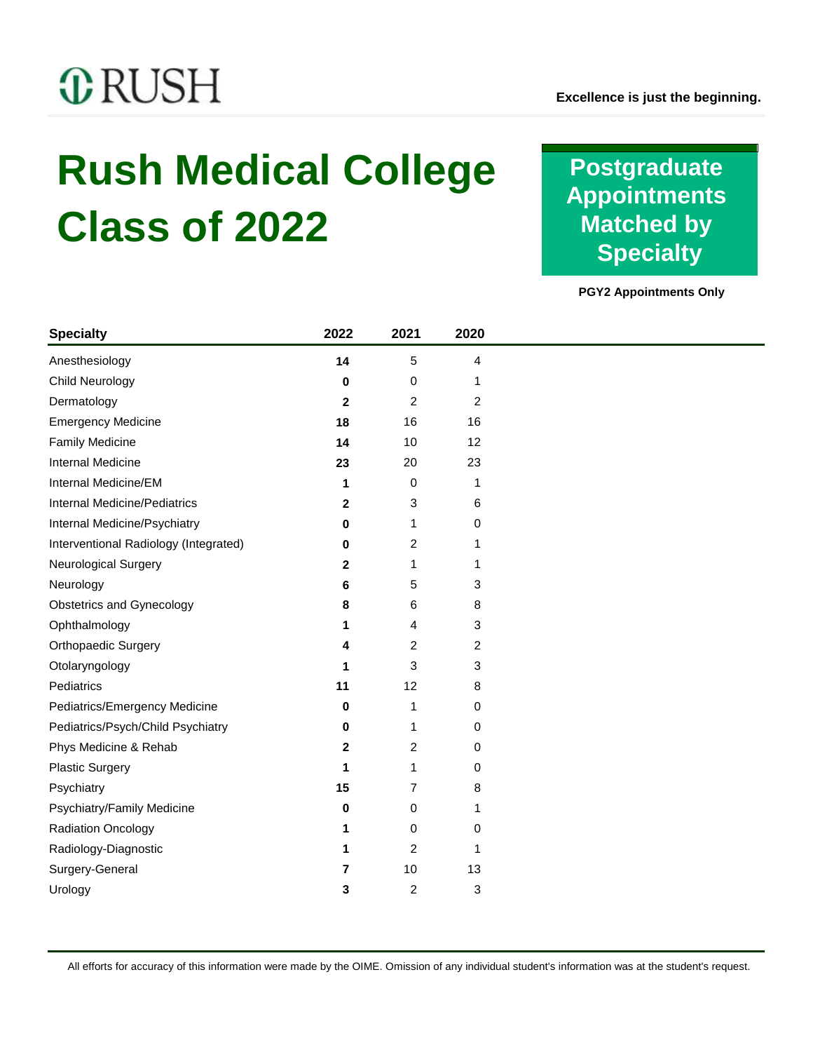RUSH

Excellence is just the beginning.

# Rush Medical College Class of 2022

## Postgraduate Appointments Matched by Specialty

**PGY2 Appointments Only**

| Specialty | 2022 | 2021 | 2020 |
|---|---|---|---|
| Anesthesiology | **14** | 5 | 4 |
| Child Neurology | **0** | 0 | 1 |
| Dermatology | **2** | 2 | 2 |
| Emergency Medicine | **18** | 16 | 16 |
| Family Medicine | **14** | 10 | 12 |
| Internal Medicine | **23** | 20 | 23 |
| Internal Medicine/EM | **1** | 0 | 1 |
| Internal Medicine/Pediatrics | **2** | 3 | 6 |
| Internal Medicine/Psychiatry | **0** | 1 | 0 |
| Interventional Radiology (Integrated) | **0** | 2 | 1 |
| Neurological Surgery | **2** | 1 | 1 |
| Neurology | **6** | 5 | 3 |
| Obstetrics and Gynecology | **8** | 6 | 8 |
| Ophthalmology | **1** | 4 | 3 |
| Orthopaedic Surgery | **4** | 2 | 2 |
| Otolaryngology | **1** | 3 | 3 |
| Pediatrics | **11** | 12 | 8 |
| Pediatrics/Emergency Medicine | **0** | 1 | 0 |
| Pediatrics/Psych/Child Psychiatry | **0** | 1 | 0 |
| Phys Medicine & Rehab | **2** | 2 | 0 |
| Plastic Surgery | **1** | 1 | 0 |
| Psychiatry | **15** | 7 | 8 |
| Psychiatry/Family Medicine | **0** | 0 | 1 |
| Radiation Oncology | **1** | 0 | 0 |
| Radiology-Diagnostic | **1** | 2 | 1 |
| Surgery-General | **7** | 10 | 13 |
| Urology | **3** | 2 | 3 |

All efforts for accuracy of this information were made by the OIME. Omission of any individual student's information was at the student's request.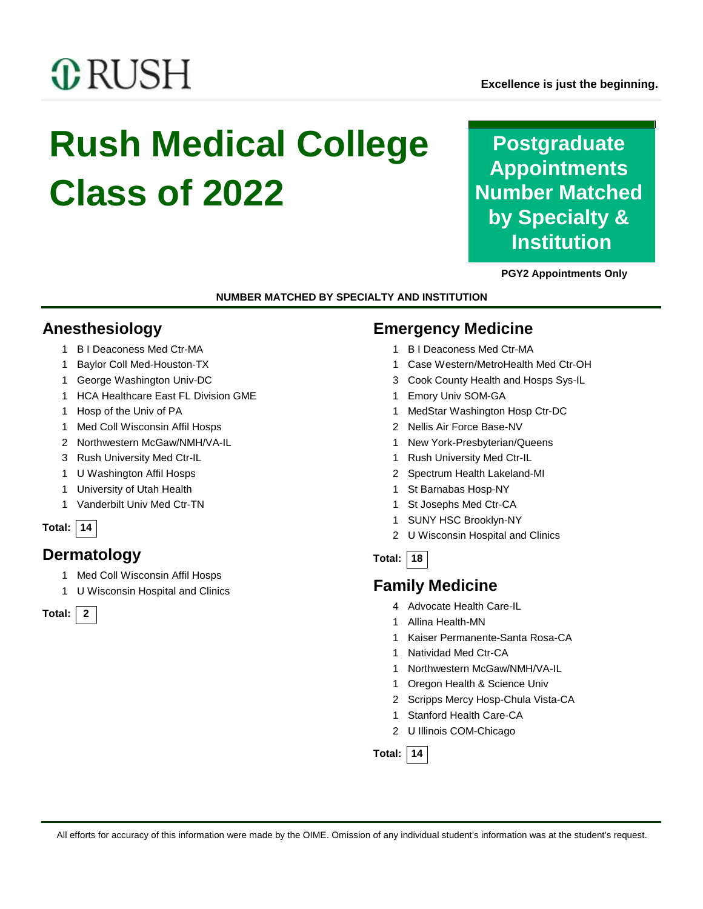RUSH

**Excellence is just the beginning.**

# Rush Medical College Class of 2022

**Postgraduate Appointments Number Matched by Specialty & Institution**

**PGY2 Appointments Only**

**NUMBER MATCHED BY SPECIALTY AND INSTITUTION**

## Anesthesiology

- 1 B I Deaconess Med Ctr-MA
- 1 Baylor Coll Med-Houston-TX
- 1 George Washington Univ-DC
- 1 HCA Healthcare East FL Division GME
- 1 Hosp of the Univ of PA
- 1 Med Coll Wisconsin Affil Hosps
- 2 Northwestern McGaw/NMH/VA-IL
- 3 Rush University Med Ctr-IL
- 1 U Washington Affil Hosps
- 1 University of Utah Health
- 1 Vanderbilt Univ Med Ctr-TN

**Total:** 14

## Dermatology

- 1 Med Coll Wisconsin Affil Hosps
- 1 U Wisconsin Hospital and Clinics

**Total:** 2

## Emergency Medicine

- 1 B I Deaconess Med Ctr-MA
- 1 Case Western/MetroHealth Med Ctr-OH
- 3 Cook County Health and Hosps Sys-IL
- 1 Emory Univ SOM-GA
- 1 MedStar Washington Hosp Ctr-DC
- 2 Nellis Air Force Base-NV
- 1 New York-Presbyterian/Queens
- 1 Rush University Med Ctr-IL
- 2 Spectrum Health Lakeland-MI
- 1 St Barnabas Hosp-NY
- 1 St Josephs Med Ctr-CA
- 1 SUNY HSC Brooklyn-NY
- 2 U Wisconsin Hospital and Clinics

**Total:** 18

## Family Medicine

- 4 Advocate Health Care-IL
- 1 Allina Health-MN
- 1 Kaiser Permanente-Santa Rosa-CA
- 1 Natividad Med Ctr-CA
- 1 Northwestern McGaw/NMH/VA-IL
- 1 Oregon Health & Science Univ
- 2 Scripps Mercy Hosp-Chula Vista-CA
- 1 Stanford Health Care-CA
- 2 U Illinois COM-Chicago

**Total:** 14

All efforts for accuracy of this information were made by the OIME. Omission of any individual student's information was at the student's request.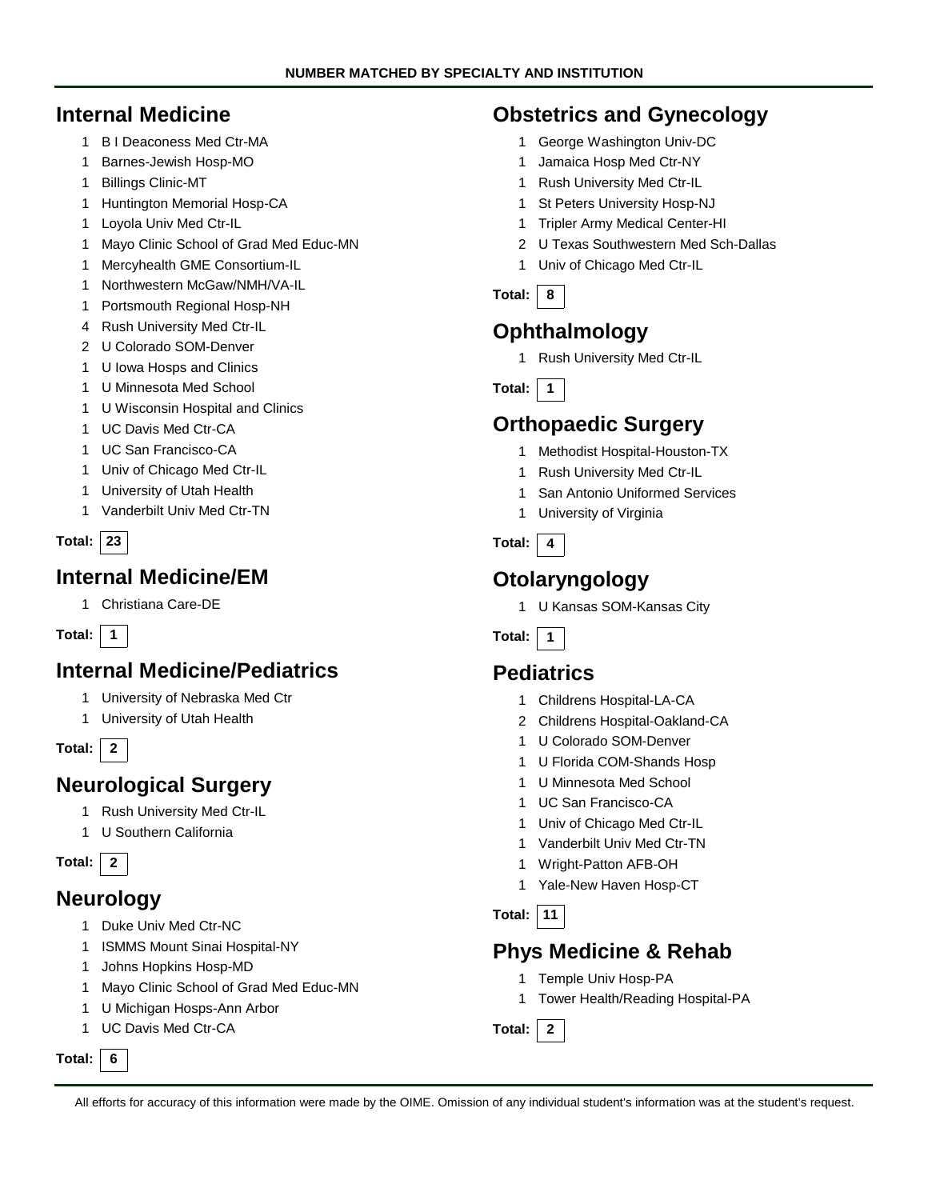**NUMBER MATCHED BY SPECIALTY AND INSTITUTION**

## Internal Medicine

- 1 B I Deaconess Med Ctr-MA
- 1 Barnes-Jewish Hosp-MO
- 1 Billings Clinic-MT
- 1 Huntington Memorial Hosp-CA
- 1 Loyola Univ Med Ctr-IL
- 1 Mayo Clinic School of Grad Med Educ-MN
- 1 Mercyhealth GME Consortium-IL
- 1 Northwestern McGaw/NMH/VA-IL
- 1 Portsmouth Regional Hosp-NH
- 4 Rush University Med Ctr-IL
- 2 U Colorado SOM-Denver
- 1 U Iowa Hosps and Clinics
- 1 U Minnesota Med School
- 1 U Wisconsin Hospital and Clinics
- 1 UC Davis Med Ctr-CA
- 1 UC San Francisco-CA
- 1 Univ of Chicago Med Ctr-IL
- 1 University of Utah Health
- 1 Vanderbilt Univ Med Ctr-TN

**Total: 23**

## Internal Medicine/EM

- 1 Christiana Care-DE

**Total: 1**

## Internal Medicine/Pediatrics

- 1 University of Nebraska Med Ctr
- 1 University of Utah Health

**Total: 2**

## Neurological Surgery

- 1 Rush University Med Ctr-IL
- 1 U Southern California

**Total: 2**

## Neurology

- 1 Duke Univ Med Ctr-NC
- 1 ISMMS Mount Sinai Hospital-NY
- 1 Johns Hopkins Hosp-MD
- 1 Mayo Clinic School of Grad Med Educ-MN
- 1 U Michigan Hosps-Ann Arbor
- 1 UC Davis Med Ctr-CA

**Total: 6**

## Obstetrics and Gynecology

- 1 George Washington Univ-DC
- 1 Jamaica Hosp Med Ctr-NY
- 1 Rush University Med Ctr-IL
- 1 St Peters University Hosp-NJ
- 1 Tripler Army Medical Center-HI
- 2 U Texas Southwestern Med Sch-Dallas
- 1 Univ of Chicago Med Ctr-IL

**Total: 8**

## Ophthalmology

- 1 Rush University Med Ctr-IL

**Total: 1**

## Orthopaedic Surgery

- 1 Methodist Hospital-Houston-TX
- 1 Rush University Med Ctr-IL
- 1 San Antonio Uniformed Services
- 1 University of Virginia

**Total: 4**

## Otolaryngology

- 1 U Kansas SOM-Kansas City

**Total: 1**

## Pediatrics

- 1 Childrens Hospital-LA-CA
- 2 Childrens Hospital-Oakland-CA
- 1 U Colorado SOM-Denver
- 1 U Florida COM-Shands Hosp
- 1 U Minnesota Med School
- 1 UC San Francisco-CA
- 1 Univ of Chicago Med Ctr-IL
- 1 Vanderbilt Univ Med Ctr-TN
- 1 Wright-Patton AFB-OH
- 1 Yale-New Haven Hosp-CT

**Total: 11**

## Phys Medicine & Rehab

- 1 Temple Univ Hosp-PA
- 1 Tower Health/Reading Hospital-PA

**Total: 2**

All efforts for accuracy of this information were made by the OIME. Omission of any individual student's information was at the student's request.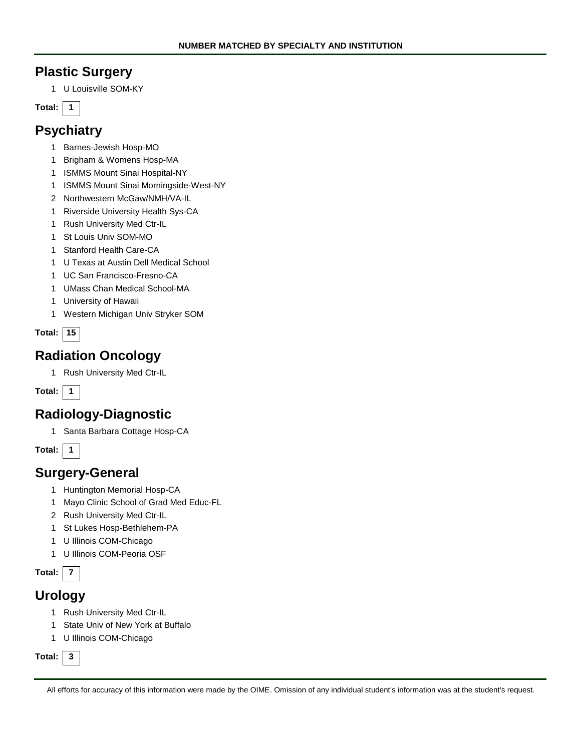## Plastic Surgery

- 1 U Louisville SOM-KY

**Total: 1**

## Psychiatry

- 1 Barnes-Jewish Hosp-MO
- 1 Brigham & Womens Hosp-MA
- 1 ISMMS Mount Sinai Hospital-NY
- 1 ISMMS Mount Sinai Morningside-West-NY
- 2 Northwestern McGaw/NMH/VA-IL
- 1 Riverside University Health Sys-CA
- 1 Rush University Med Ctr-IL
- 1 St Louis Univ SOM-MO
- 1 Stanford Health Care-CA
- 1 U Texas at Austin Dell Medical School
- 1 UC San Francisco-Fresno-CA
- 1 UMass Chan Medical School-MA
- 1 University of Hawaii
- 1 Western Michigan Univ Stryker SOM

**Total: 15**

## Radiation Oncology

- 1 Rush University Med Ctr-IL

**Total: 1**

## Radiology-Diagnostic

- 1 Santa Barbara Cottage Hosp-CA

**Total: 1**

## Surgery-General

- 1 Huntington Memorial Hosp-CA
- 1 Mayo Clinic School of Grad Med Educ-FL
- 2 Rush University Med Ctr-IL
- 1 St Lukes Hosp-Bethlehem-PA
- 1 U Illinois COM-Chicago
- 1 U Illinois COM-Peoria OSF

**Total: 7**

## Urology

- 1 Rush University Med Ctr-IL
- 1 State Univ of New York at Buffalo
- 1 U Illinois COM-Chicago

**Total: 3**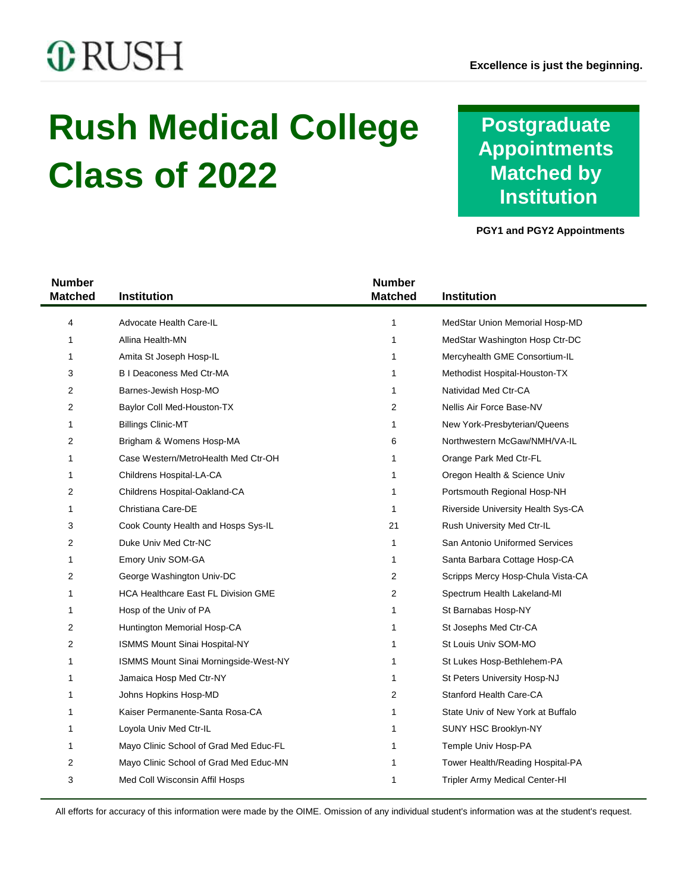RUSH

**Excellence is just the beginning.**

# Rush Medical College Class of 2022

## Postgraduate Appointments Matched by Institution

**PGY1 and PGY2 Appointments**

| Number Matched | Institution | Number Matched | Institution |
|---|---|---|---|
| 4 | Advocate Health Care-IL | 1 | MedStar Union Memorial Hosp-MD |
| 1 | Allina Health-MN | 1 | MedStar Washington Hosp Ctr-DC |
| 1 | Amita St Joseph Hosp-IL | 1 | Mercyhealth GME Consortium-IL |
| 3 | B I Deaconess Med Ctr-MA | 1 | Methodist Hospital-Houston-TX |
| 2 | Barnes-Jewish Hosp-MO | 1 | Natividad Med Ctr-CA |
| 2 | Baylor Coll Med-Houston-TX | 2 | Nellis Air Force Base-NV |
| 1 | Billings Clinic-MT | 1 | New York-Presbyterian/Queens |
| 2 | Brigham & Womens Hosp-MA | 6 | Northwestern McGaw/NMH/VA-IL |
| 1 | Case Western/MetroHealth Med Ctr-OH | 1 | Orange Park Med Ctr-FL |
| 1 | Childrens Hospital-LA-CA | 1 | Oregon Health & Science Univ |
| 2 | Childrens Hospital-Oakland-CA | 1 | Portsmouth Regional Hosp-NH |
| 1 | Christiana Care-DE | 1 | Riverside University Health Sys-CA |
| 3 | Cook County Health and Hosps Sys-IL | 21 | Rush University Med Ctr-IL |
| 2 | Duke Univ Med Ctr-NC | 1 | San Antonio Uniformed Services |
| 1 | Emory Univ SOM-GA | 1 | Santa Barbara Cottage Hosp-CA |
| 2 | George Washington Univ-DC | 2 | Scripps Mercy Hosp-Chula Vista-CA |
| 1 | HCA Healthcare East FL Division GME | 2 | Spectrum Health Lakeland-MI |
| 1 | Hosp of the Univ of PA | 1 | St Barnabas Hosp-NY |
| 2 | Huntington Memorial Hosp-CA | 1 | St Josephs Med Ctr-CA |
| 2 | ISMMS Mount Sinai Hospital-NY | 1 | St Louis Univ SOM-MO |
| 1 | ISMMS Mount Sinai Morningside-West-NY | 1 | St Lukes Hosp-Bethlehem-PA |
| 1 | Jamaica Hosp Med Ctr-NY | 1 | St Peters University Hosp-NJ |
| 1 | Johns Hopkins Hosp-MD | 2 | Stanford Health Care-CA |
| 1 | Kaiser Permanente-Santa Rosa-CA | 1 | State Univ of New York at Buffalo |
| 1 | Loyola Univ Med Ctr-IL | 1 | SUNY HSC Brooklyn-NY |
| 1 | Mayo Clinic School of Grad Med Educ-FL | 1 | Temple Univ Hosp-PA |
| 2 | Mayo Clinic School of Grad Med Educ-MN | 1 | Tower Health/Reading Hospital-PA |
| 3 | Med Coll Wisconsin Affil Hosps | 1 | Tripler Army Medical Center-HI |

All efforts for accuracy of this information were made by the OIME. Omission of any individual student's information was at the student's request.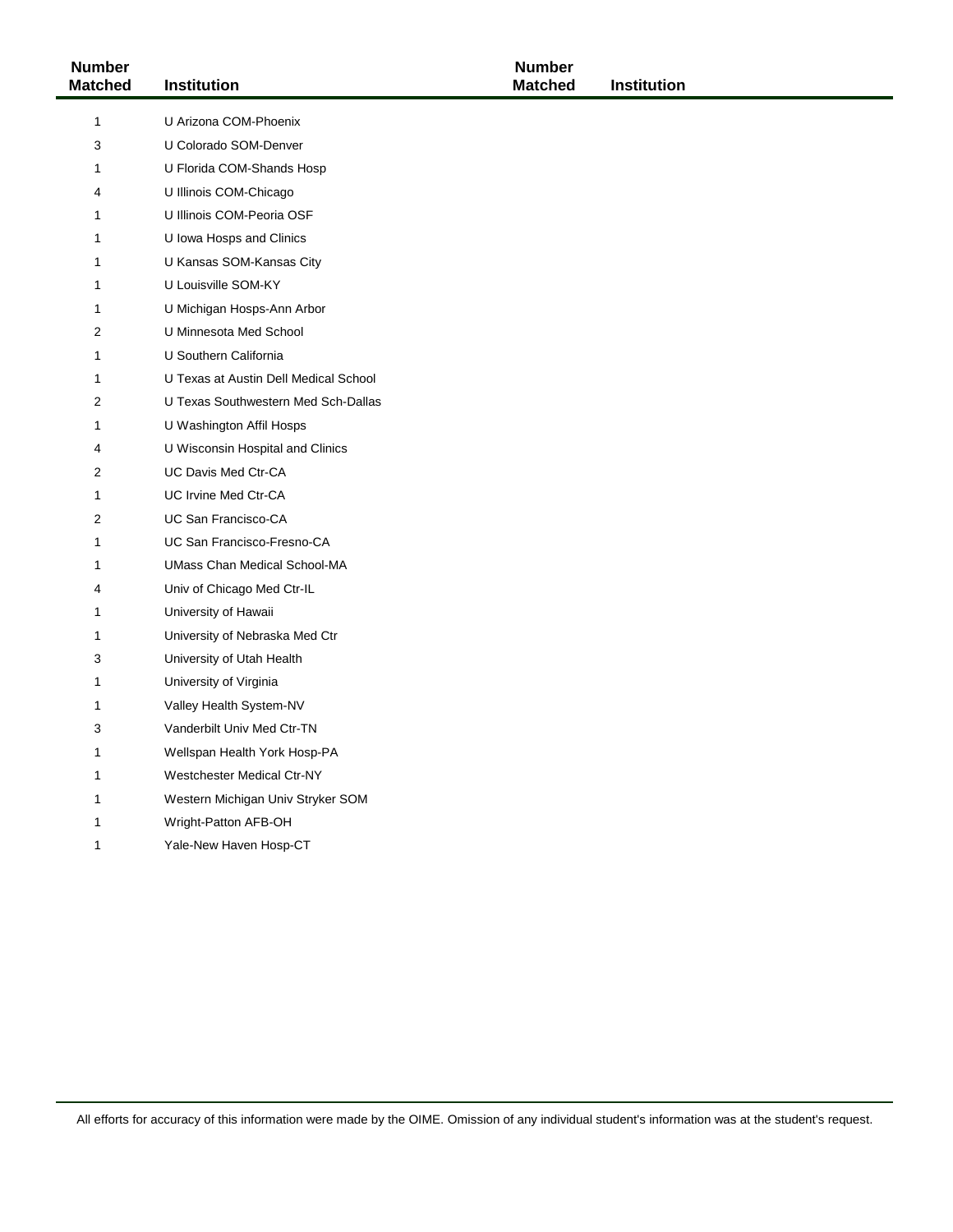| Number Matched | Institution | Number Matched | Institution |
|---|---|---|---|
| 1 | U Arizona COM-Phoenix | | |
| 3 | U Colorado SOM-Denver | | |
| 1 | U Florida COM-Shands Hosp | | |
| 4 | U Illinois COM-Chicago | | |
| 1 | U Illinois COM-Peoria OSF | | |
| 1 | U Iowa Hosps and Clinics | | |
| 1 | U Kansas SOM-Kansas City | | |
| 1 | U Louisville SOM-KY | | |
| 1 | U Michigan Hosps-Ann Arbor | | |
| 2 | U Minnesota Med School | | |
| 1 | U Southern California | | |
| 1 | U Texas at Austin Dell Medical School | | |
| 2 | U Texas Southwestern Med Sch-Dallas | | |
| 1 | U Washington Affil Hosps | | |
| 4 | U Wisconsin Hospital and Clinics | | |
| 2 | UC Davis Med Ctr-CA | | |
| 1 | UC Irvine Med Ctr-CA | | |
| 2 | UC San Francisco-CA | | |
| 1 | UC San Francisco-Fresno-CA | | |
| 1 | UMass Chan Medical School-MA | | |
| 4 | Univ of Chicago Med Ctr-IL | | |
| 1 | University of Hawaii | | |
| 1 | University of Nebraska Med Ctr | | |
| 3 | University of Utah Health | | |
| 1 | University of Virginia | | |
| 1 | Valley Health System-NV | | |
| 3 | Vanderbilt Univ Med Ctr-TN | | |
| 1 | Wellspan Health York Hosp-PA | | |
| 1 | Westchester Medical Ctr-NY | | |
| 1 | Western Michigan Univ Stryker SOM | | |
| 1 | Wright-Patton AFB-OH | | |
| 1 | Yale-New Haven Hosp-CT | | |

All efforts for accuracy of this information were made by the OIME. Omission of any individual student's information was at the student's request.